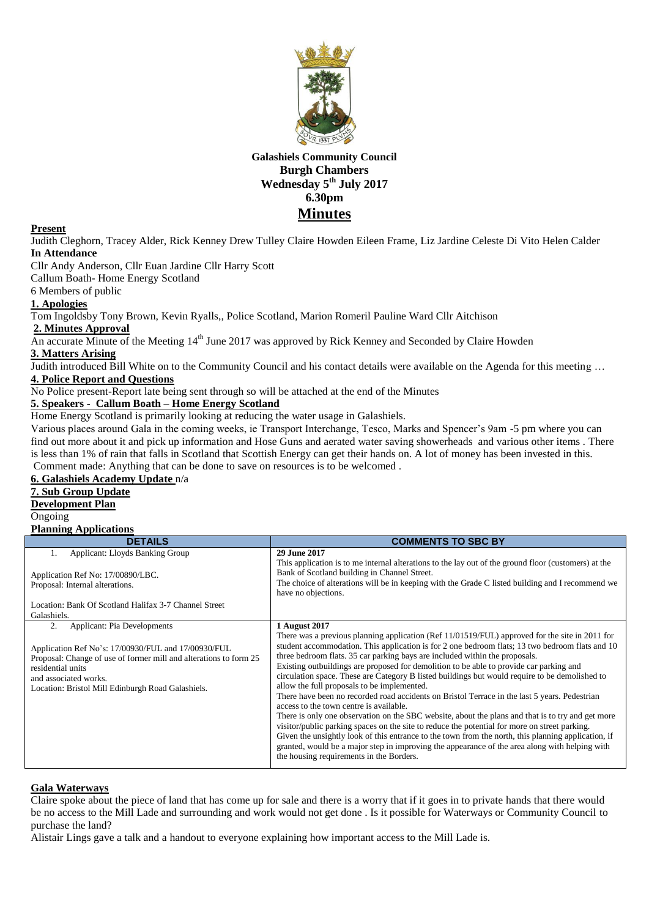**Galashiels Community Council**
**Burgh Chambers**
**Wednesday 5th July 2017**
**6.30pm**

# Minutes

**Present**

Judith Cleghorn, Tracey Alder, Rick Kenney Drew Tulley Claire Howden Eileen Frame, Liz Jardine Celeste Di Vito Helen Calder

**In Attendance**

Cllr Andy Anderson, Cllr Euan Jardine Cllr Harry Scott

Callum Boath- Home Energy Scotland

6 Members of public

**1. Apologies**

Tom Ingoldsby Tony Brown, Kevin Ryalls,, Police Scotland, Marion Romeril Pauline Ward Cllr Aitchison

**2. Minutes Approval**

An accurate Minute of the Meeting 14th June 2017 was approved by Rick Kenney and Seconded by Claire Howden

**3. Matters Arising**

Judith introduced Bill White on to the Community Council and his contact details were available on the Agenda for this meeting …

**4. Police Report and Questions**

No Police present-Report late being sent through so will be attached at the end of the Minutes

**5. Speakers - Callum Boath – Home Energy Scotland**

Home Energy Scotland is primarily looking at reducing the water usage in Galashiels.

Various places around Gala in the coming weeks, ie Transport Interchange, Tesco, Marks and Spencer's 9am -5 pm where you can find out more about it and pick up information and Hose Guns and aerated water saving showerheads and various other items . There is less than 1% of rain that falls in Scotland that Scottish Energy can get their hands on. A lot of money has been invested in this.

Comment made: Anything that can be done to save on resources is to be welcomed .

**6. Galashiels Academy Update** n/a

**7. Sub Group Update**

**Development Plan**

Ongoing

**Planning Applications**

| DETAILS | COMMENTS TO SBC BY |
|---|---|
| 1. Applicant: Lloyds Banking Group<br><br>Application Ref No: 17/00890/LBC.<br>Proposal: Internal alterations.<br><br>Location: Bank Of Scotland Halifax 3-7 Channel Street Galashiels. | **29 June 2017**<br>This application is to me internal alterations to the lay out of the ground floor (customers) at the Bank of Scotland building in Channel Street.<br>The choice of alterations will be in keeping with the Grade C listed building and I recommend we have no objections. |
| 2. Applicant: Pia Developments<br><br>Application Ref No's: 17/00930/FUL and 17/00930/FUL<br>Proposal: Change of use of former mill and alterations to form 25 residential units and associated works.<br>Location: Bristol Mill Edinburgh Road Galashiels. | **1 August 2017**<br>There was a previous planning application (Ref 11/01519/FUL) approved for the site in 2011 for student accommodation. This application is for 2 one bedroom flats; 13 two bedroom flats and 10 three bedroom flats. 35 car parking bays are included within the proposals.<br>Existing outbuildings are proposed for demolition to be able to provide car parking and circulation space. These are Category B listed buildings but would require to be demolished to allow the full proposals to be implemented.<br>There have been no recorded road accidents on Bristol Terrace in the last 5 years. Pedestrian access to the town centre is available.<br>There is only one observation on the SBC website, about the plans and that is to try and get more visitor/public parking spaces on the site to reduce the potential for more on street parking.<br>Given the unsightly look of this entrance to the town from the north, this planning application, if granted, would be a major step in improving the appearance of the area along with helping with the housing requirements in the Borders. |

**Gala Waterways**

Claire spoke about the piece of land that has come up for sale and there is a worry that if it goes in to private hands that there would be no access to the Mill Lade and surrounding and work would not get done . Is it possible for Waterways or Community Council to purchase the land?

Alistair Lings gave a talk and a handout to everyone explaining how important access to the Mill Lade is.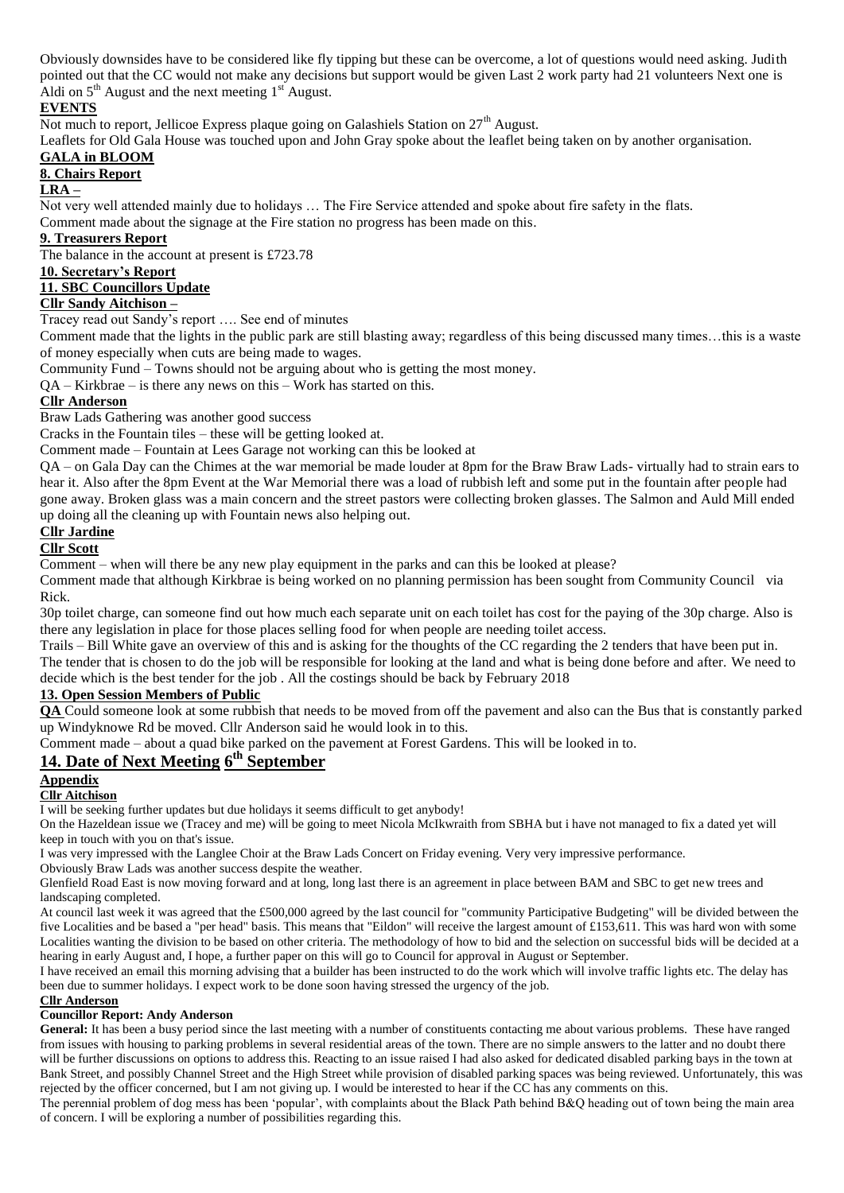Obviously downsides have to be considered like fly tipping but these can be overcome, a lot of questions would need asking. Judith pointed out that the CC would not make any decisions but support would be given Last 2 work party had 21 volunteers Next one is Aldi on 5th August and the next meeting 1st August.

**EVENTS**

Not much to report, Jellicoe Express plaque going on Galashiels Station on 27th August.

Leaflets for Old Gala House was touched upon and John Gray spoke about the leaflet being taken on by another organisation.

**GALA in BLOOM**

**8. Chairs Report**

**LRA –**

Not very well attended mainly due to holidays … The Fire Service attended and spoke about fire safety in the flats.

Comment made about the signage at the Fire station no progress has been made on this.

**9. Treasurers Report**

The balance in the account at present is £723.78

**10. Secretary's Report**

**11. SBC Councillors Update**

**Cllr Sandy Aitchison –**

Tracey read out Sandy's report …. See end of minutes

Comment made that the lights in the public park are still blasting away; regardless of this being discussed many times…this is a waste of money especially when cuts are being made to wages.

Community Fund – Towns should not be arguing about who is getting the most money.

QA – Kirkbrae – is there any news on this – Work has started on this.

**Cllr Anderson**

Braw Lads Gathering was another good success

Cracks in the Fountain tiles – these will be getting looked at.

Comment made – Fountain at Lees Garage not working can this be looked at

QA – on Gala Day can the Chimes at the war memorial be made louder at 8pm for the Braw Braw Lads- virtually had to strain ears to hear it. Also after the 8pm Event at the War Memorial there was a load of rubbish left and some put in the fountain after people had gone away. Broken glass was a main concern and the street pastors were collecting broken glasses. The Salmon and Auld Mill ended up doing all the cleaning up with Fountain news also helping out.

**Cllr Jardine**

**Cllr Scott**

Comment – when will there be any new play equipment in the parks and can this be looked at please?

Comment made that although Kirkbrae is being worked on no planning permission has been sought from Community Council via Rick.

30p toilet charge, can someone find out how much each separate unit on each toilet has cost for the paying of the 30p charge. Also is there any legislation in place for those places selling food for when people are needing toilet access.

Trails – Bill White gave an overview of this and is asking for the thoughts of the CC regarding the 2 tenders that have been put in. The tender that is chosen to do the job will be responsible for looking at the land and what is being done before and after. We need to decide which is the best tender for the job . All the costings should be back by February 2018

**13. Open Session Members of Public**

**QA** Could someone look at some rubbish that needs to be moved from off the pavement and also can the Bus that is constantly parked up Windyknowe Rd be moved. Cllr Anderson said he would look in to this.

Comment made – about a quad bike parked on the pavement at Forest Gardens. This will be looked in to.

## 14. Date of Next Meeting 6th September

**Appendix**

**Cllr Aitchison**

I will be seeking further updates but due holidays it seems difficult to get anybody!

On the Hazeldean issue we (Tracey and me) will be going to meet Nicola McIkwraith from SBHA but i have not managed to fix a dated yet will keep in touch with you on that's issue.

I was very impressed with the Langlee Choir at the Braw Lads Concert on Friday evening. Very very impressive performance.

Obviously Braw Lads was another success despite the weather.

Glenfield Road East is now moving forward and at long, long last there is an agreement in place between BAM and SBC to get new trees and landscaping completed.

At council last week it was agreed that the £500,000 agreed by the last council for "community Participative Budgeting" will be divided between the five Localities and be based a "per head" basis. This means that "Eildon" will receive the largest amount of £153,611. This was hard won with some Localities wanting the division to be based on other criteria. The methodology of how to bid and the selection on successful bids will be decided at a hearing in early August and, I hope, a further paper on this will go to Council for approval in August or September.

I have received an email this morning advising that a builder has been instructed to do the work which will involve traffic lights etc. The delay has been due to summer holidays. I expect work to be done soon having stressed the urgency of the job.

**Cllr Anderson**

**Councillor Report: Andy Anderson**

**General:** It has been a busy period since the last meeting with a number of constituents contacting me about various problems. These have ranged from issues with housing to parking problems in several residential areas of the town. There are no simple answers to the latter and no doubt there will be further discussions on options to address this. Reacting to an issue raised I had also asked for dedicated disabled parking bays in the town at Bank Street, and possibly Channel Street and the High Street while provision of disabled parking spaces was being reviewed. Unfortunately, this was rejected by the officer concerned, but I am not giving up. I would be interested to hear if the CC has any comments on this.

The perennial problem of dog mess has been 'popular', with complaints about the Black Path behind B&Q heading out of town being the main area of concern. I will be exploring a number of possibilities regarding this.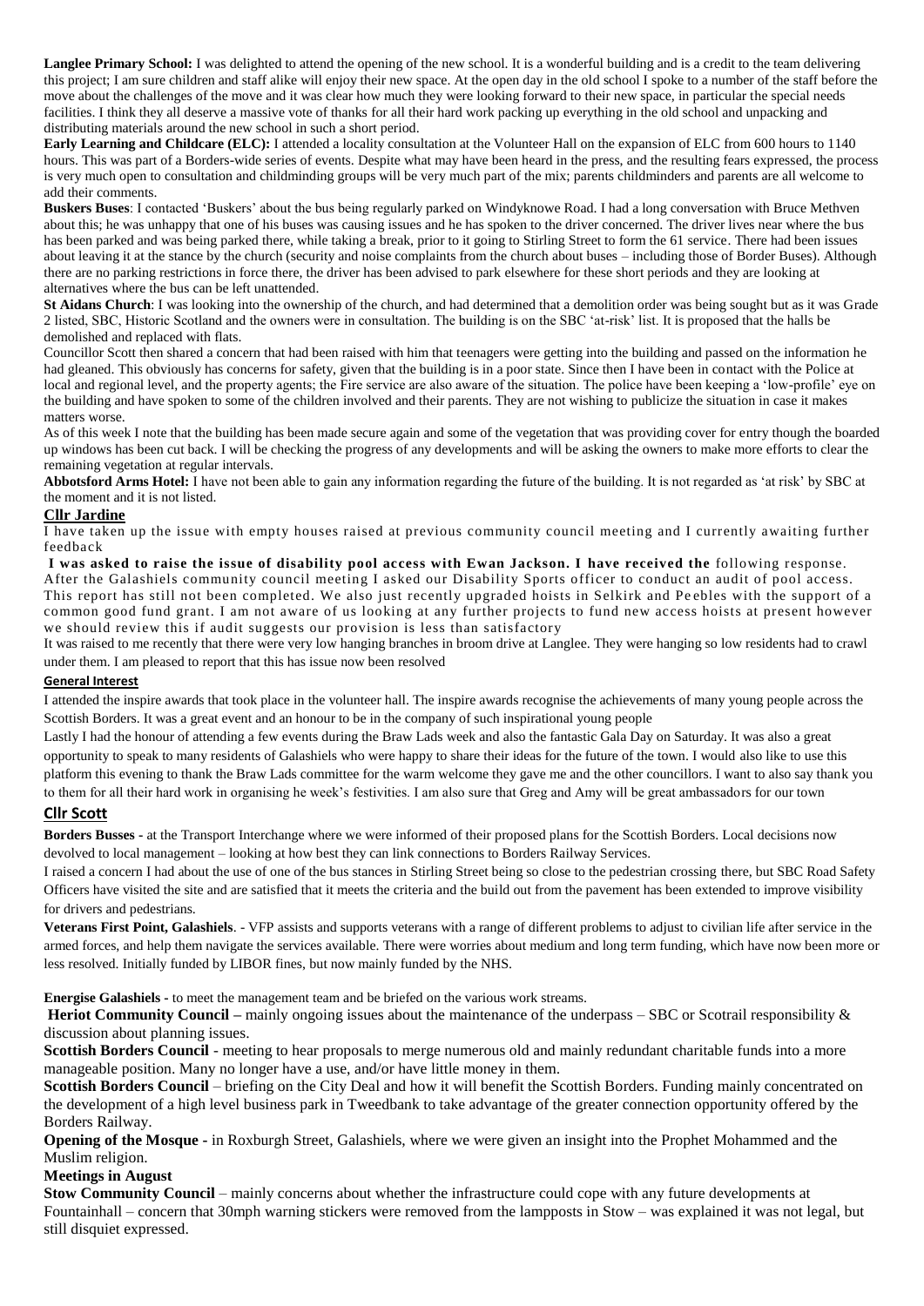**Langlee Primary School:** I was delighted to attend the opening of the new school. It is a wonderful building and is a credit to the team delivering this project; I am sure children and staff alike will enjoy their new space. At the open day in the old school I spoke to a number of the staff before the move about the challenges of the move and it was clear how much they were looking forward to their new space, in particular the special needs facilities. I think they all deserve a massive vote of thanks for all their hard work packing up everything in the old school and unpacking and distributing materials around the new school in such a short period.

**Early Learning and Childcare (ELC):** I attended a locality consultation at the Volunteer Hall on the expansion of ELC from 600 hours to 1140 hours. This was part of a Borders-wide series of events. Despite what may have been heard in the press, and the resulting fears expressed, the process is very much open to consultation and childminding groups will be very much part of the mix; parents childminders and parents are all welcome to add their comments.

**Buskers Buses**: I contacted 'Buskers' about the bus being regularly parked on Windyknowe Road. I had a long conversation with Bruce Methven about this; he was unhappy that one of his buses was causing issues and he has spoken to the driver concerned. The driver lives near where the bus has been parked and was being parked there, while taking a break, prior to it going to Stirling Street to form the 61 service. There had been issues about leaving it at the stance by the church (security and noise complaints from the church about buses – including those of Border Buses). Although there are no parking restrictions in force there, the driver has been advised to park elsewhere for these short periods and they are looking at alternatives where the bus can be left unattended.

**St Aidans Church**: I was looking into the ownership of the church, and had determined that a demolition order was being sought but as it was Grade 2 listed, SBC, Historic Scotland and the owners were in consultation. The building is on the SBC 'at-risk' list. It is proposed that the halls be demolished and replaced with flats.

Councillor Scott then shared a concern that had been raised with him that teenagers were getting into the building and passed on the information he had gleaned. This obviously has concerns for safety, given that the building is in a poor state. Since then I have been in contact with the Police at local and regional level, and the property agents; the Fire service are also aware of the situation. The police have been keeping a 'low-profile' eye on the building and have spoken to some of the children involved and their parents. They are not wishing to publicize the situation in case it makes matters worse.

As of this week I note that the building has been made secure again and some of the vegetation that was providing cover for entry though the boarded up windows has been cut back. I will be checking the progress of any developments and will be asking the owners to make more efforts to clear the remaining vegetation at regular intervals.

**Abbotsford Arms Hotel:** I have not been able to gain any information regarding the future of the building. It is not regarded as 'at risk' by SBC at the moment and it is not listed.

## Cllr Jardine

I have taken up the issue with empty houses raised at previous community council meeting and I currently awaiting further feedback

**I was asked to raise the issue of disability pool access with Ewan Jackson. I have received the** following response. After the Galashiels community council meeting I asked our Disability Sports officer to conduct an audit of pool access. This report has still not been completed. We also just recently upgraded hoists in Selkirk and Peebles with the support of a common good fund grant. I am not aware of us looking at any further projects to fund new access hoists at present however we should review this if audit suggests our provision is less than satisfactory

It was raised to me recently that there were very low hanging branches in broom drive at Langlee. They were hanging so low residents had to crawl under them. I am pleased to report that this has issue now been resolved

### General Interest

I attended the inspire awards that took place in the volunteer hall. The inspire awards recognise the achievements of many young people across the Scottish Borders. It was a great event and an honour to be in the company of such inspirational young people

Lastly I had the honour of attending a few events during the Braw Lads week and also the fantastic Gala Day on Saturday. It was also a great opportunity to speak to many residents of Galashiels who were happy to share their ideas for the future of the town. I would also like to use this platform this evening to thank the Braw Lads committee for the warm welcome they gave me and the other councillors. I want to also say thank you to them for all their hard work in organising he week's festivities. I am also sure that Greg and Amy will be great ambassadors for our town

## Cllr Scott

**Borders Busses -** at the Transport Interchange where we were informed of their proposed plans for the Scottish Borders. Local decisions now devolved to local management – looking at how best they can link connections to Borders Railway Services.

I raised a concern I had about the use of one of the bus stances in Stirling Street being so close to the pedestrian crossing there, but SBC Road Safety Officers have visited the site and are satisfied that it meets the criteria and the build out from the pavement has been extended to improve visibility for drivers and pedestrians.

**Veterans First Point, Galashiels**. - VFP assists and supports veterans with a range of different problems to adjust to civilian life after service in the armed forces, and help them navigate the services available. There were worries about medium and long term funding, which have now been more or less resolved. Initially funded by LIBOR fines, but now mainly funded by the NHS.

**Energise Galashiels -** to meet the management team and be briefed on the various work streams.

**Heriot Community Council –** mainly ongoing issues about the maintenance of the underpass – SBC or Scotrail responsibility & discussion about planning issues.

**Scottish Borders Council** - meeting to hear proposals to merge numerous old and mainly redundant charitable funds into a more manageable position. Many no longer have a use, and/or have little money in them.

**Scottish Borders Council** – briefing on the City Deal and how it will benefit the Scottish Borders. Funding mainly concentrated on the development of a high level business park in Tweedbank to take advantage of the greater connection opportunity offered by the Borders Railway.

**Opening of the Mosque -** in Roxburgh Street, Galashiels, where we were given an insight into the Prophet Mohammed and the Muslim religion.

### Meetings in August

**Stow Community Council** – mainly concerns about whether the infrastructure could cope with any future developments at Fountainhall – concern that 30mph warning stickers were removed from the lampposts in Stow – was explained it was not legal, but still disquiet expressed.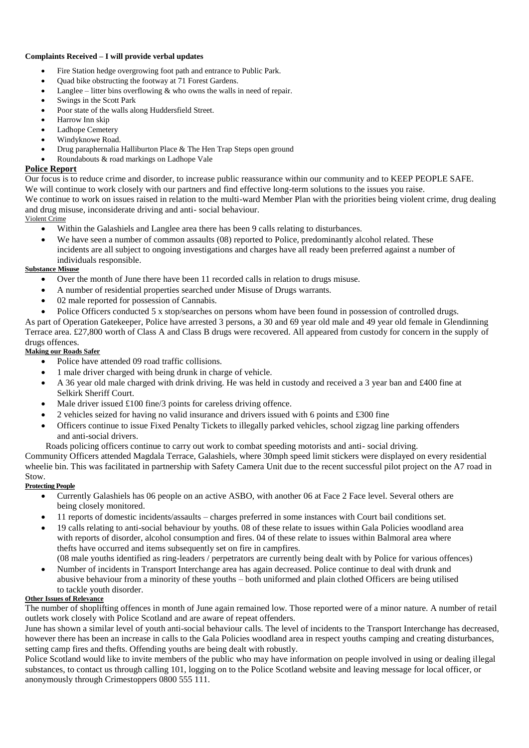**Complaints Received – I will provide verbal updates**

- Fire Station hedge overgrowing foot path and entrance to Public Park.
- Quad bike obstructing the footway at 71 Forest Gardens.
- Langlee – litter bins overflowing & who owns the walls in need of repair.
- Swings in the Scott Park
- Poor state of the walls along Huddersfield Street.
- Harrow Inn skip
- Ladhope Cemetery
- Windyknowe Road.
- Drug paraphernalia Halliburton Place & The Hen Trap Steps open ground
- Roundabouts & road markings on Ladhope Vale

## Police Report

Our focus is to reduce crime and disorder, to increase public reassurance within our community and to KEEP PEOPLE SAFE.
We will continue to work closely with our partners and find effective long-term solutions to the issues you raise.
We continue to work on issues raised in relation to the multi-ward Member Plan with the priorities being violent crime, drug dealing and drug misuse, inconsiderate driving and anti- social behaviour.

Violent Crime

- Within the Galashiels and Langlee area there has been 9 calls relating to disturbances.
- We have seen a number of common assaults (08) reported to Police, predominantly alcohol related. These incidents are all subject to ongoing investigations and charges have all ready been preferred against a number of individuals responsible.

**Substance Misuse**

- Over the month of June there have been 11 recorded calls in relation to drugs misuse.
- A number of residential properties searched under Misuse of Drugs warrants.
- 02 male reported for possession of Cannabis.
- Police Officers conducted 5 x stop/searches on persons whom have been found in possession of controlled drugs.

As part of Operation Gatekeeper, Police have arrested 3 persons, a 30 and 69 year old male and 49 year old female in Glendinning Terrace area. £27,800 worth of Class A and Class B drugs were recovered. All appeared from custody for concern in the supply of drugs offences.

**Making our Roads Safer**

- Police have attended 09 road traffic collisions.
- 1 male driver charged with being drunk in charge of vehicle.
- A 36 year old male charged with drink driving. He was held in custody and received a 3 year ban and £400 fine at Selkirk Sheriff Court.
- Male driver issued £100 fine/3 points for careless driving offence.
- 2 vehicles seized for having no valid insurance and drivers issued with 6 points and £300 fine
- Officers continue to issue Fixed Penalty Tickets to illegally parked vehicles, school zigzag line parking offenders and anti-social drivers.

Roads policing officers continue to carry out work to combat speeding motorists and anti- social driving.
Community Officers attended Magdala Terrace, Galashiels, where 30mph speed limit stickers were displayed on every residential wheelie bin. This was facilitated in partnership with Safety Camera Unit due to the recent successful pilot project on the A7 road in Stow.

**Protecting People**

- Currently Galashiels has 06 people on an active ASBO, with another 06 at Face 2 Face level. Several others are being closely monitored.
- 11 reports of domestic incidents/assaults – charges preferred in some instances with Court bail conditions set.
- 19 calls relating to anti-social behaviour by youths. 08 of these relate to issues within Gala Policies woodland area with reports of disorder, alcohol consumption and fires. 04 of these relate to issues within Balmoral area where thefts have occurred and items subsequently set on fire in campfires.
  (08 male youths identified as ring-leaders / perpetrators are currently being dealt with by Police for various offences)
- Number of incidents in Transport Interchange area has again decreased. Police continue to deal with drunk and abusive behaviour from a minority of these youths – both uniformed and plain clothed Officers are being utilised to tackle youth disorder.

**Other Issues of Relevance**

The number of shoplifting offences in month of June again remained low. Those reported were of a minor nature. A number of retail outlets work closely with Police Scotland and are aware of repeat offenders.

June has shown a similar level of youth anti-social behaviour calls. The level of incidents to the Transport Interchange has decreased, however there has been an increase in calls to the Gala Policies woodland area in respect youths camping and creating disturbances, setting camp fires and thefts. Offending youths are being dealt with robustly.

Police Scotland would like to invite members of the public who may have information on people involved in using or dealing illegal substances, to contact us through calling 101, logging on to the Police Scotland website and leaving message for local officer, or anonymously through Crimestoppers 0800 555 111.